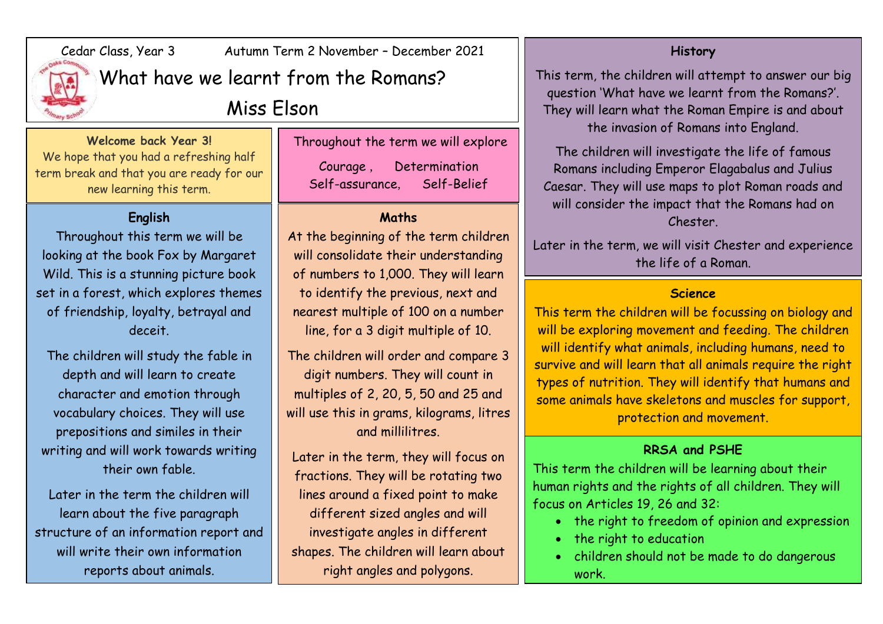Cedar Class, Year 3 Autumn Term 2 November – December 2021

# What have we learnt from the Romans?

## Miss Elson

**Welcome back Year 3!**
We hope that you had a refreshing half term break and that you are ready for our new learning this term.

Throughout the term we will explore

Courage, Determination
Self-assurance, Self-Belief

### English

Throughout this term we will be looking at the book Fox by Margaret Wild. This is a stunning picture book set in a forest, which explores themes of friendship, loyalty, betrayal and deceit.

The children will study the fable in depth and will learn to create character and emotion through vocabulary choices. They will use prepositions and similes in their writing and will work towards writing their own fable.

Later in the term the children will learn about the five paragraph structure of an information report and will write their own information reports about animals.

### Maths

At the beginning of the term children will consolidate their understanding of numbers to 1,000. They will learn to identify the previous, next and nearest multiple of 100 on a number line, for a 3 digit multiple of 10.

The children will order and compare 3 digit numbers. They will count in multiples of 2, 20, 5, 50 and 25 and will use this in grams, kilograms, litres and millilitres.

Later in the term, they will focus on fractions. They will be rotating two lines around a fixed point to make different sized angles and will investigate angles in different shapes. The children will learn about right angles and polygons.

### History

This term, the children will attempt to answer our big question 'What have we learnt from the Romans?'. They will learn what the Roman Empire is and about the invasion of Romans into England.

The children will investigate the life of famous Romans including Emperor Elagabalus and Julius Caesar. They will use maps to plot Roman roads and will consider the impact that the Romans had on Chester.

Later in the term, we will visit Chester and experience the life of a Roman.

### Science

This term the children will be focussing on biology and will be exploring movement and feeding. The children will identify what animals, including humans, need to survive and will learn that all animals require the right types of nutrition. They will identify that humans and some animals have skeletons and muscles for support, protection and movement.

### RRSA and PSHE

This term the children will be learning about their human rights and the rights of all children. They will focus on Articles 19, 26 and 32:

- the right to freedom of opinion and expression
- the right to education
- children should not be made to do dangerous work.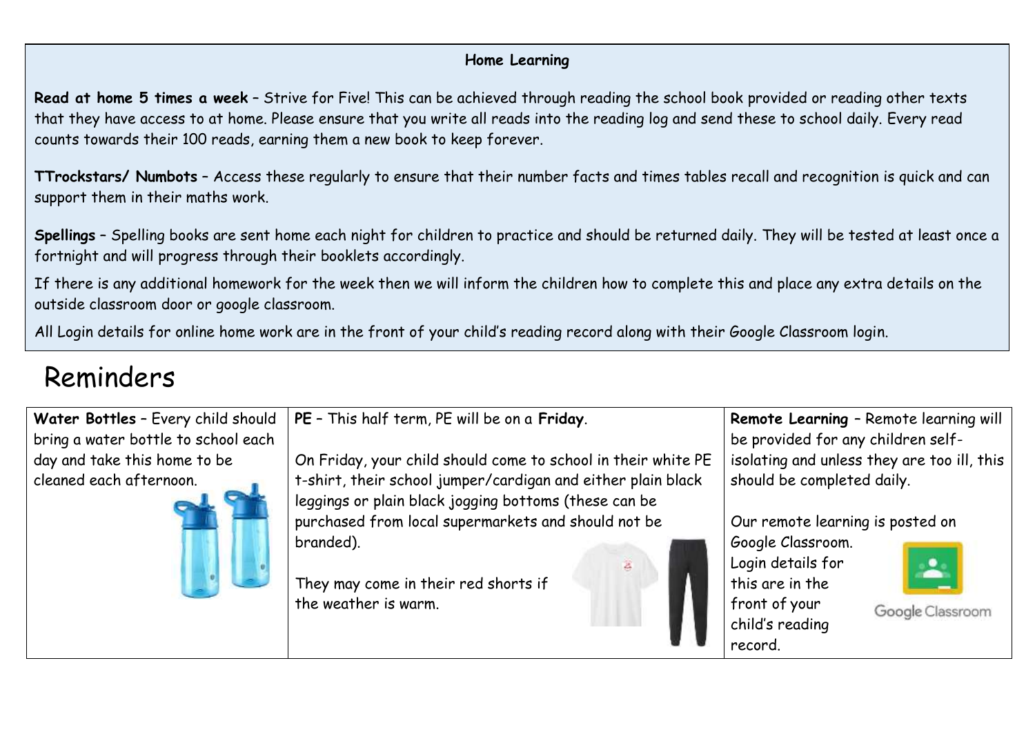## Home Learning

**Read at home 5 times a week** – Strive for Five! This can be achieved through reading the school book provided or reading other texts that they have access to at home. Please ensure that you write all reads into the reading log and send these to school daily. Every read counts towards their 100 reads, earning them a new book to keep forever.

**TTrockstars/ Numbots** – Access these regularly to ensure that their number facts and times tables recall and recognition is quick and can support them in their maths work.

**Spellings** – Spelling books are sent home each night for children to practice and should be returned daily. They will be tested at least once a fortnight and will progress through their booklets accordingly.

If there is any additional homework for the week then we will inform the children how to complete this and place any extra details on the outside classroom door or google classroom.

All Login details for online home work are in the front of your child's reading record along with their Google Classroom login.

# Reminders

| | | |
|---|---|---|
| **Water Bottles** – Every child should bring a water bottle to school each day and take this home to be cleaned each afternoon. | **PE** – This half term, PE will be on a **Friday**.<br><br>On Friday, your child should come to school in their white PE t-shirt, their school jumper/cardigan and either plain black leggings or plain black jogging bottoms (these can be purchased from local supermarkets and should not be branded).<br><br>They may come in their red shorts if the weather is warm. | **Remote Learning** – Remote learning will be provided for any children self-isolating and unless they are too ill, this should be completed daily.<br><br>Our remote learning is posted on Google Classroom. Login details for this are in the front of your child's reading record.<br><br>Google Classroom |